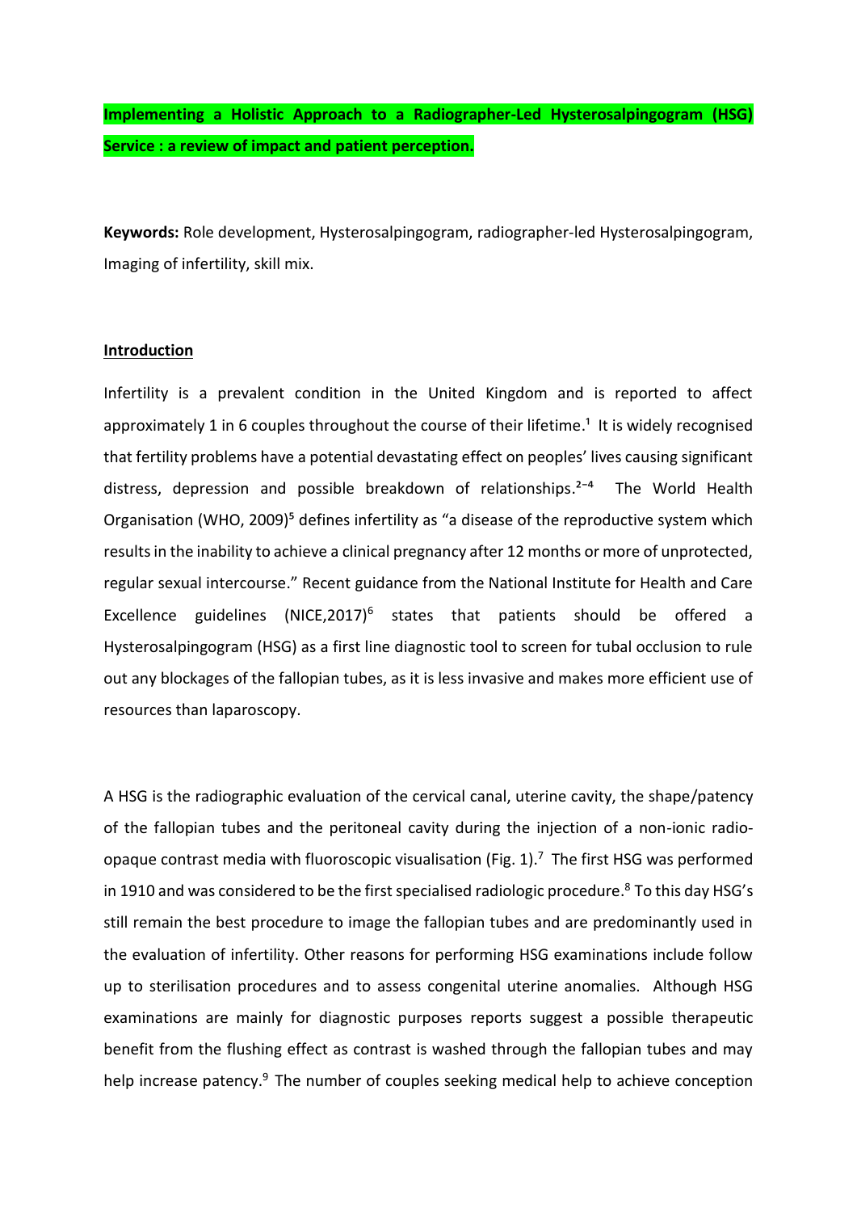# Implementing a Holistic Approach to a Radiographer-Led Hysterosalpingogram (HSG) Service : a review of impact and patient perception.

**Keywords:** Role development, Hysterosalpingogram, radiographer-led Hysterosalpingogram, Imaging of infertility, skill mix.

## Introduction

Infertility is a prevalent condition in the United Kingdom and is reported to affect approximately 1 in 6 couples throughout the course of their lifetime.[1] It is widely recognised that fertility problems have a potential devastating effect on peoples' lives causing significant distress, depression and possible breakdown of relationships.[2-4] The World Health Organisation (WHO, 2009)[5] defines infertility as "a disease of the reproductive system which results in the inability to achieve a clinical pregnancy after 12 months or more of unprotected, regular sexual intercourse." Recent guidance from the National Institute for Health and Care Excellence guidelines (NICE,2017)[6] states that patients should be offered a Hysterosalpingogram (HSG) as a first line diagnostic tool to screen for tubal occlusion to rule out any blockages of the fallopian tubes, as it is less invasive and makes more efficient use of resources than laparoscopy.

A HSG is the radiographic evaluation of the cervical canal, uterine cavity, the shape/patency of the fallopian tubes and the peritoneal cavity during the injection of a non-ionic radio-opaque contrast media with fluoroscopic visualisation (Fig. 1).[7] The first HSG was performed in 1910 and was considered to be the first specialised radiologic procedure.[8] To this day HSG's still remain the best procedure to image the fallopian tubes and are predominantly used in the evaluation of infertility. Other reasons for performing HSG examinations include follow up to sterilisation procedures and to assess congenital uterine anomalies. Although HSG examinations are mainly for diagnostic purposes reports suggest a possible therapeutic benefit from the flushing effect as contrast is washed through the fallopian tubes and may help increase patency.[9] The number of couples seeking medical help to achieve conception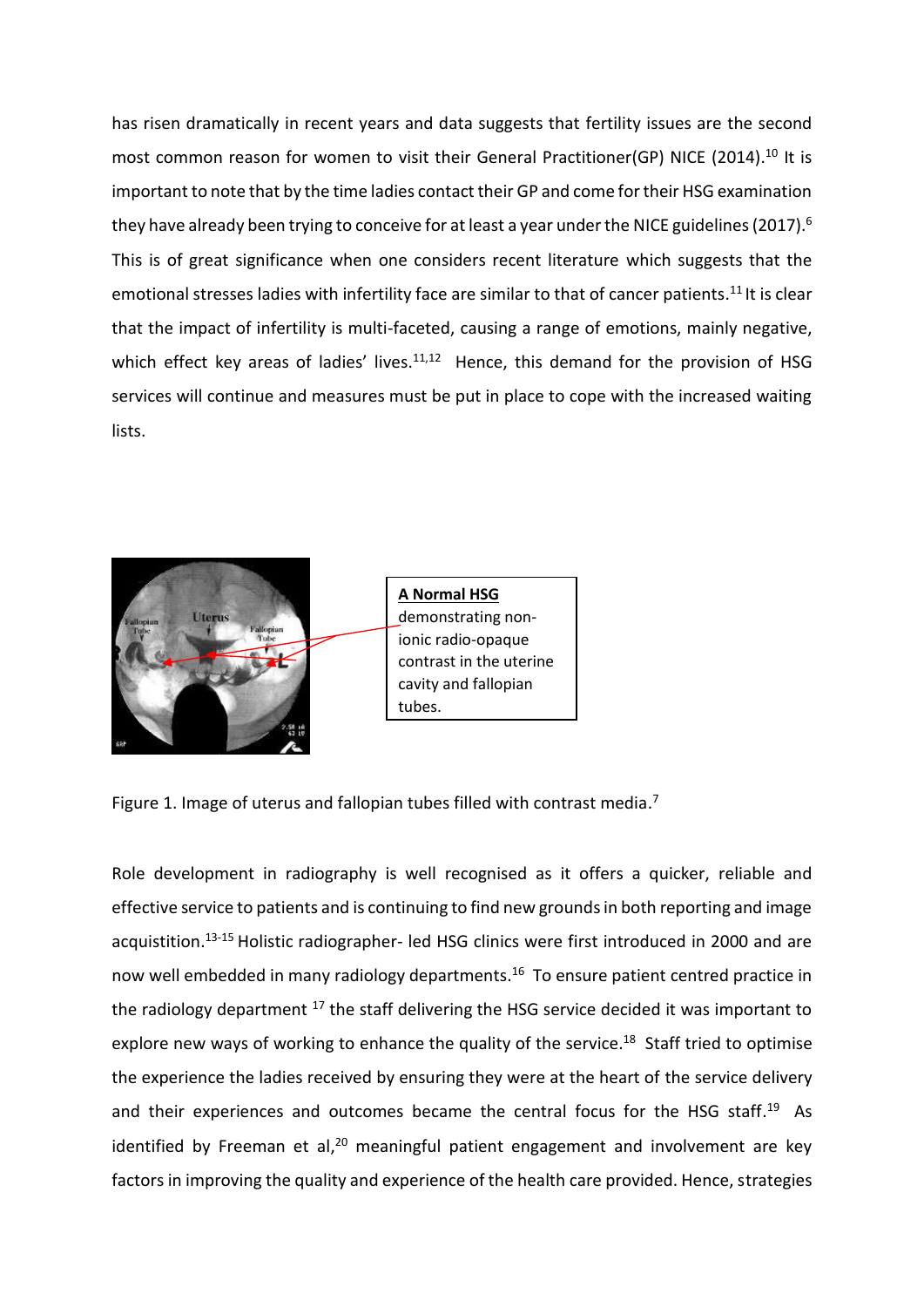has risen dramatically in recent years and data suggests that fertility issues are the second most common reason for women to visit their General Practitioner(GP) NICE (2014).[10] It is important to note that by the time ladies contact their GP and come for their HSG examination they have already been trying to conceive for at least a year under the NICE guidelines (2017).[6] This is of great significance when one considers recent literature which suggests that the emotional stresses ladies with infertility face are similar to that of cancer patients.[11] It is clear that the impact of infertility is multi-faceted, causing a range of emotions, mainly negative, which effect key areas of ladies' lives.[11,12] Hence, this demand for the provision of HSG services will continue and measures must be put in place to cope with the increased waiting lists.

**A Normal HSG** demonstrating non-ionic radio-opaque contrast in the uterine cavity and fallopian tubes.

Figure 1. Image of uterus and fallopian tubes filled with contrast media.[7]

Role development in radiography is well recognised as it offers a quicker, reliable and effective service to patients and is continuing to find new grounds in both reporting and image acquistition.[13-15] Holistic radiographer- led HSG clinics were first introduced in 2000 and are now well embedded in many radiology departments.[16] To ensure patient centred practice in the radiology department [17] the staff delivering the HSG service decided it was important to explore new ways of working to enhance the quality of the service.[18] Staff tried to optimise the experience the ladies received by ensuring they were at the heart of the service delivery and their experiences and outcomes became the central focus for the HSG staff.[19] As identified by Freeman et al,[20] meaningful patient engagement and involvement are key factors in improving the quality and experience of the health care provided. Hence, strategies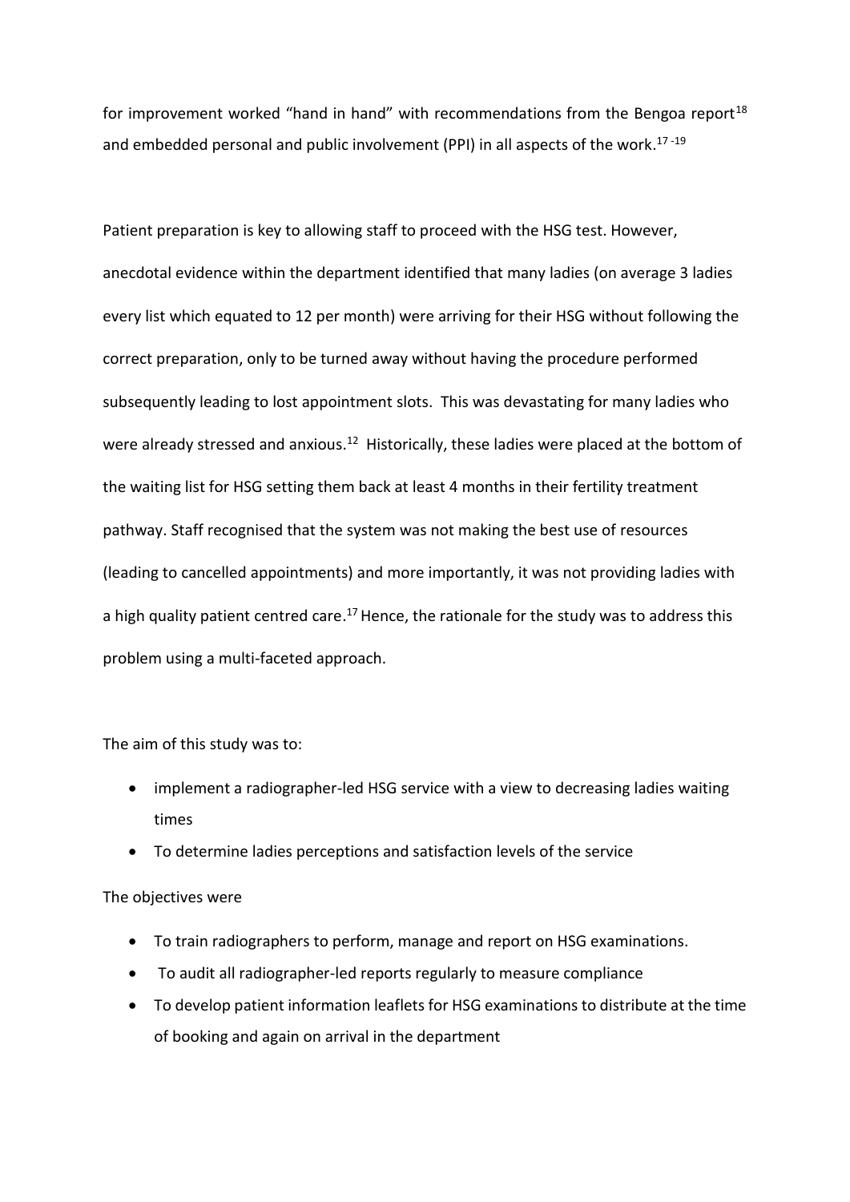for improvement worked "hand in hand" with recommendations from the Bengoa report[18] and embedded personal and public involvement (PPI) in all aspects of the work.[17-19]

Patient preparation is key to allowing staff to proceed with the HSG test. However, anecdotal evidence within the department identified that many ladies (on average 3 ladies every list which equated to 12 per month) were arriving for their HSG without following the correct preparation, only to be turned away without having the procedure performed subsequently leading to lost appointment slots. This was devastating for many ladies who were already stressed and anxious.[12] Historically, these ladies were placed at the bottom of the waiting list for HSG setting them back at least 4 months in their fertility treatment pathway. Staff recognised that the system was not making the best use of resources (leading to cancelled appointments) and more importantly, it was not providing ladies with a high quality patient centred care.[17] Hence, the rationale for the study was to address this problem using a multi-faceted approach.

The aim of this study was to:

- implement a radiographer-led HSG service with a view to decreasing ladies waiting times
- To determine ladies perceptions and satisfaction levels of the service

The objectives were

- To train radiographers to perform, manage and report on HSG examinations.
- To audit all radiographer-led reports regularly to measure compliance
- To develop patient information leaflets for HSG examinations to distribute at the time of booking and again on arrival in the department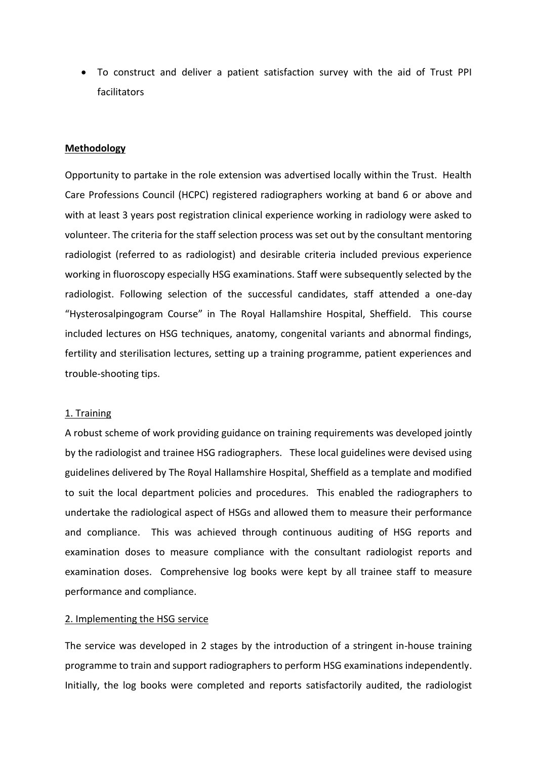- To construct and deliver a patient satisfaction survey with the aid of Trust PPI facilitators

**Methodology**

Opportunity to partake in the role extension was advertised locally within the Trust. Health Care Professions Council (HCPC) registered radiographers working at band 6 or above and with at least 3 years post registration clinical experience working in radiology were asked to volunteer. The criteria for the staff selection process was set out by the consultant mentoring radiologist (referred to as radiologist) and desirable criteria included previous experience working in fluoroscopy especially HSG examinations. Staff were subsequently selected by the radiologist. Following selection of the successful candidates, staff attended a one-day "Hysterosalpingogram Course" in The Royal Hallamshire Hospital, Sheffield. This course included lectures on HSG techniques, anatomy, congenital variants and abnormal findings, fertility and sterilisation lectures, setting up a training programme, patient experiences and trouble-shooting tips.

1. Training

A robust scheme of work providing guidance on training requirements was developed jointly by the radiologist and trainee HSG radiographers. These local guidelines were devised using guidelines delivered by The Royal Hallamshire Hospital, Sheffield as a template and modified to suit the local department policies and procedures. This enabled the radiographers to undertake the radiological aspect of HSGs and allowed them to measure their performance and compliance. This was achieved through continuous auditing of HSG reports and examination doses to measure compliance with the consultant radiologist reports and examination doses. Comprehensive log books were kept by all trainee staff to measure performance and compliance.

2. Implementing the HSG service

The service was developed in 2 stages by the introduction of a stringent in-house training programme to train and support radiographers to perform HSG examinations independently. Initially, the log books were completed and reports satisfactorily audited, the radiologist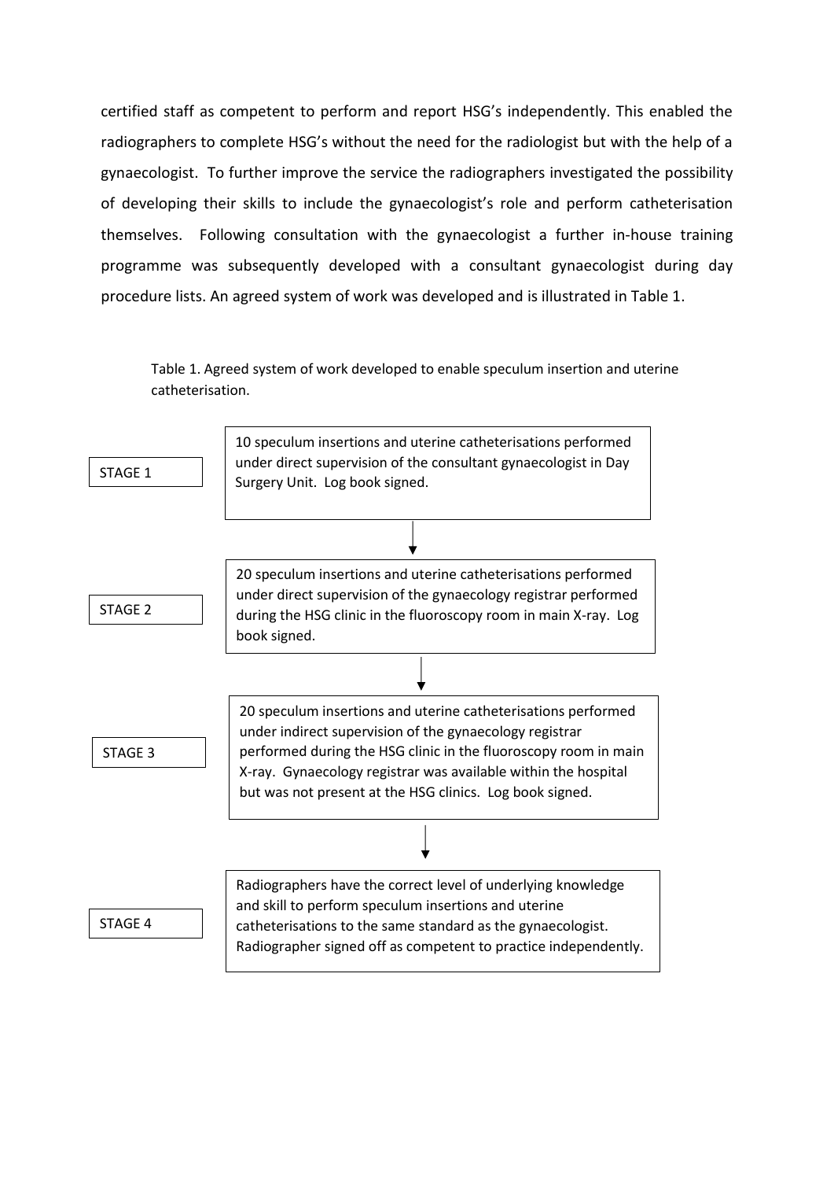certified staff as competent to perform and report HSG's independently. This enabled the radiographers to complete HSG's without the need for the radiologist but with the help of a gynaecologist. To further improve the service the radiographers investigated the possibility of developing their skills to include the gynaecologist's role and perform catheterisation themselves. Following consultation with the gynaecologist a further in-house training programme was subsequently developed with a consultant gynaecologist during day procedure lists. An agreed system of work was developed and is illustrated in Table 1.

Table 1. Agreed system of work developed to enable speculum insertion and uterine catheterisation.

| Stage | Description |
|---|---|
| STAGE 1 | 10 speculum insertions and uterine catheterisations performed under direct supervision of the consultant gynaecologist in Day Surgery Unit. Log book signed. |
| STAGE 2 | 20 speculum insertions and uterine catheterisations performed under direct supervision of the gynaecology registrar performed during the HSG clinic in the fluoroscopy room in main X-ray. Log book signed. |
| STAGE 3 | 20 speculum insertions and uterine catheterisations performed under indirect supervision of the gynaecology registrar performed during the HSG clinic in the fluoroscopy room in main X-ray. Gynaecology registrar was available within the hospital but was not present at the HSG clinics. Log book signed. |
| STAGE 4 | Radiographers have the correct level of underlying knowledge and skill to perform speculum insertions and uterine catheterisations to the same standard as the gynaecologist. Radiographer signed off as competent to practice independently. |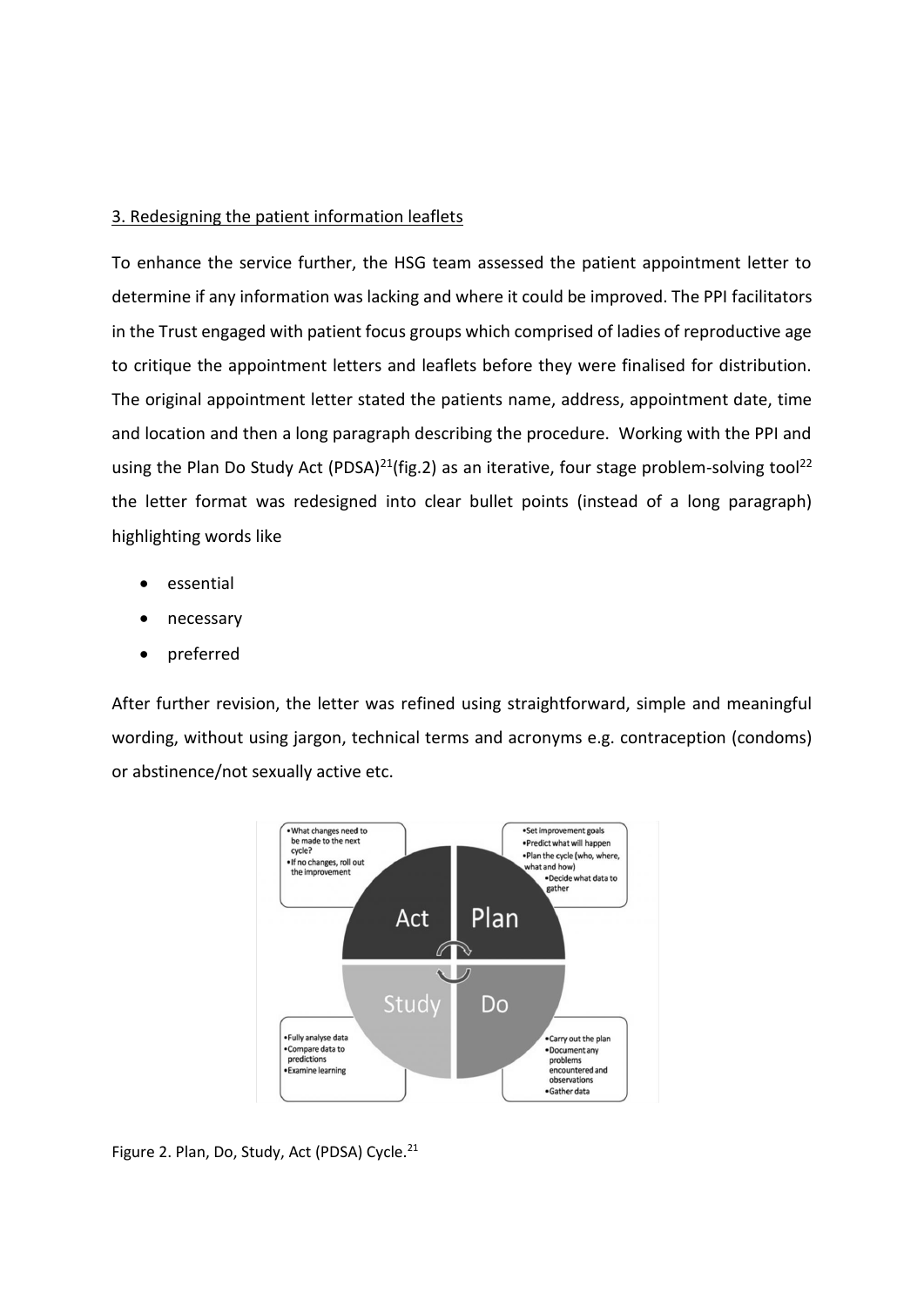3. Redesigning the patient information leaflets

To enhance the service further, the HSG team assessed the patient appointment letter to determine if any information was lacking and where it could be improved. The PPI facilitators in the Trust engaged with patient focus groups which comprised of ladies of reproductive age to critique the appointment letters and leaflets before they were finalised for distribution. The original appointment letter stated the patients name, address, appointment date, time and location and then a long paragraph describing the procedure. Working with the PPI and using the Plan Do Study Act (PDSA)[21](fig.2) as an iterative, four stage problem-solving tool[22] the letter format was redesigned into clear bullet points (instead of a long paragraph) highlighting words like

- essential
- necessary
- preferred

After further revision, the letter was refined using straightforward, simple and meaningful wording, without using jargon, technical terms and acronyms e.g. contraception (condoms) or abstinence/not sexually active etc.

Figure 2. Plan, Do, Study, Act (PDSA) Cycle.[21]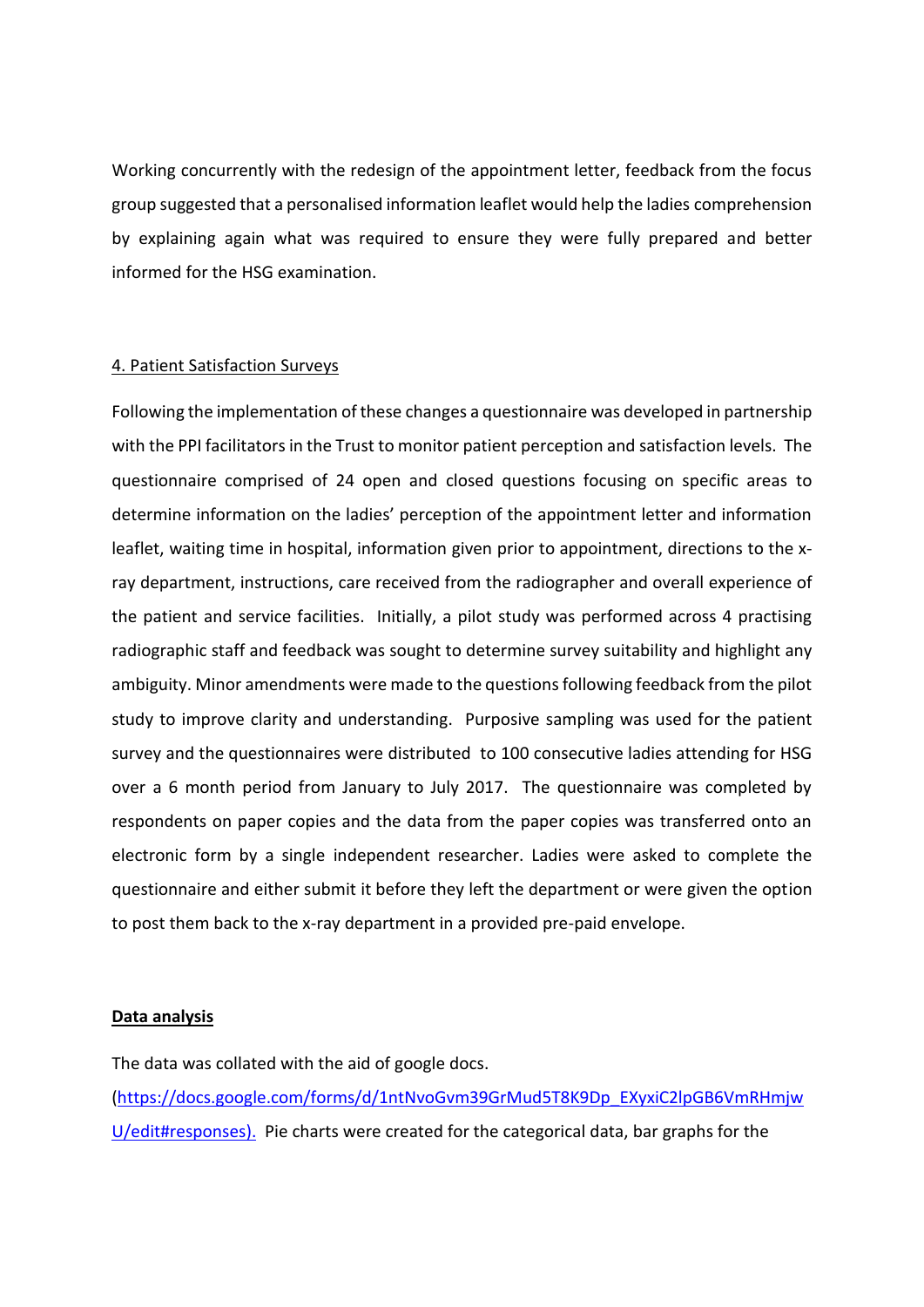Working concurrently with the redesign of the appointment letter, feedback from the focus group suggested that a personalised information leaflet would help the ladies comprehension by explaining again what was required to ensure they were fully prepared and better informed for the HSG examination.

4. Patient Satisfaction Surveys

Following the implementation of these changes a questionnaire was developed in partnership with the PPI facilitators in the Trust to monitor patient perception and satisfaction levels. The questionnaire comprised of 24 open and closed questions focusing on specific areas to determine information on the ladies' perception of the appointment letter and information leaflet, waiting time in hospital, information given prior to appointment, directions to the x-ray department, instructions, care received from the radiographer and overall experience of the patient and service facilities. Initially, a pilot study was performed across 4 practising radiographic staff and feedback was sought to determine survey suitability and highlight any ambiguity. Minor amendments were made to the questions following feedback from the pilot study to improve clarity and understanding. Purposive sampling was used for the patient survey and the questionnaires were distributed to 100 consecutive ladies attending for HSG over a 6 month period from January to July 2017. The questionnaire was completed by respondents on paper copies and the data from the paper copies was transferred onto an electronic form by a single independent researcher. Ladies were asked to complete the questionnaire and either submit it before they left the department or were given the option to post them back to the x-ray department in a provided pre-paid envelope.

**Data analysis**

The data was collated with the aid of google docs. (https://docs.google.com/forms/d/1ntNvoGvm39GrMud5T8K9Dp_EXyxiC2lpGB6VmRHmjwU/edit#responses). Pie charts were created for the categorical data, bar graphs for the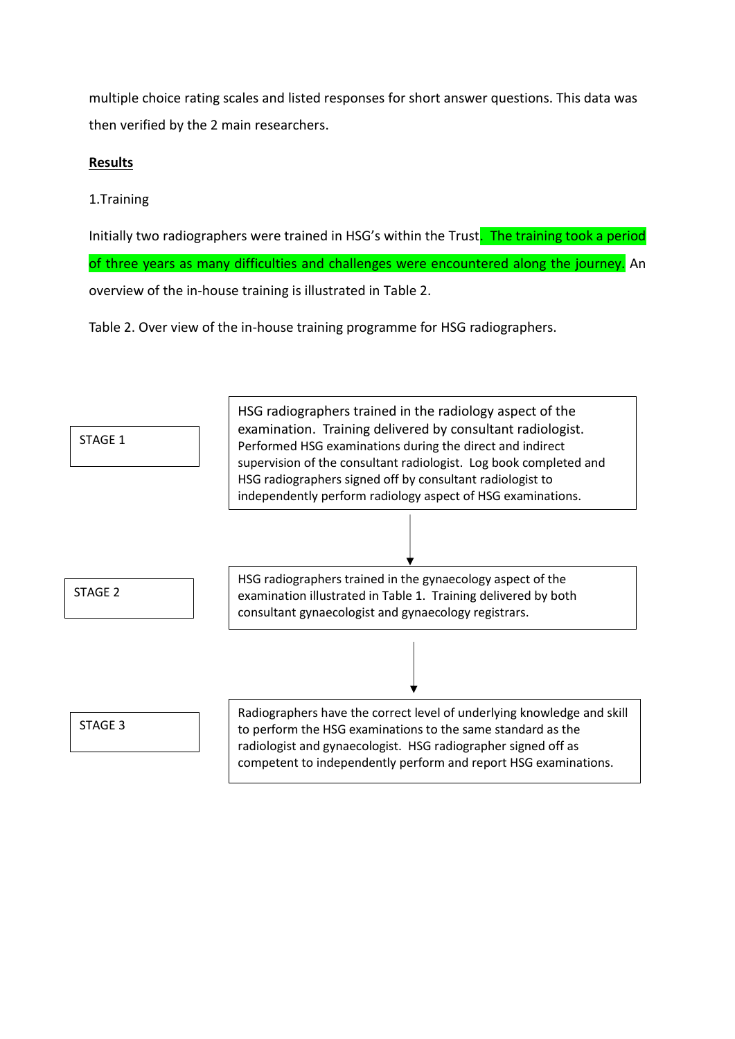multiple choice rating scales and listed responses for short answer questions. This data was then verified by the 2 main researchers.

**Results**

1.Training

Initially two radiographers were trained in HSG's within the Trust. The training took a period of three years as many difficulties and challenges were encountered along the journey. An overview of the in-house training is illustrated in Table 2.

Table 2. Over view of the in-house training programme for HSG radiographers.

| Stage | Description |
|---|---|
| STAGE 1 | HSG radiographers trained in the radiology aspect of the examination. Training delivered by consultant radiologist. Performed HSG examinations during the direct and indirect supervision of the consultant radiologist. Log book completed and HSG radiographers signed off by consultant radiologist to independently perform radiology aspect of HSG examinations. |
| STAGE 2 | HSG radiographers trained in the gynaecology aspect of the examination illustrated in Table 1. Training delivered by both consultant gynaecologist and gynaecology registrars. |
| STAGE 3 | Radiographers have the correct level of underlying knowledge and skill to perform the HSG examinations to the same standard as the radiologist and gynaecologist. HSG radiographer signed off as competent to independently perform and report HSG examinations. |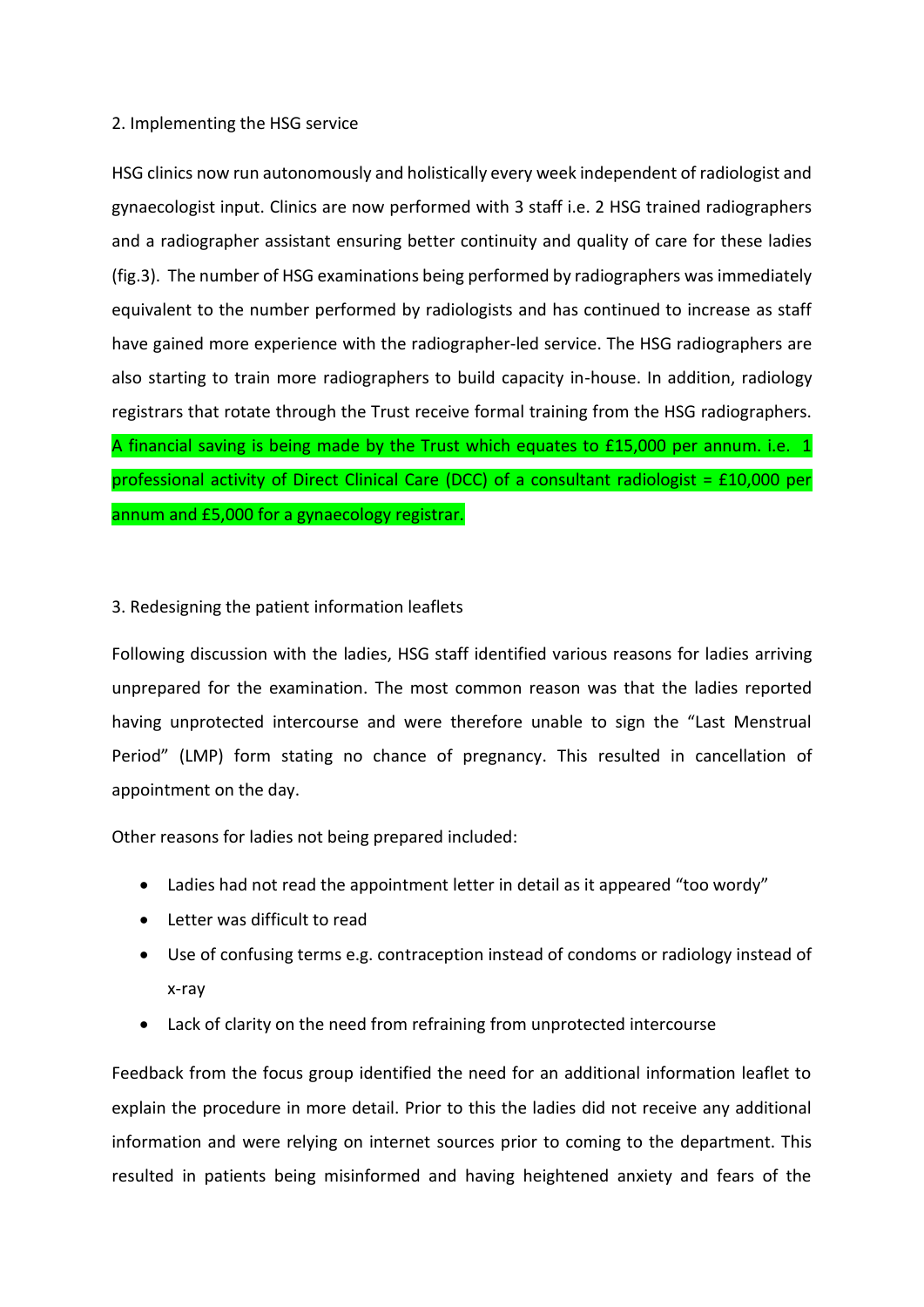2. Implementing the HSG service

HSG clinics now run autonomously and holistically every week independent of radiologist and gynaecologist input. Clinics are now performed with 3 staff i.e. 2 HSG trained radiographers and a radiographer assistant ensuring better continuity and quality of care for these ladies (fig.3). The number of HSG examinations being performed by radiographers was immediately equivalent to the number performed by radiologists and has continued to increase as staff have gained more experience with the radiographer-led service. The HSG radiographers are also starting to train more radiographers to build capacity in-house. In addition, radiology registrars that rotate through the Trust receive formal training from the HSG radiographers. A financial saving is being made by the Trust which equates to £15,000 per annum. i.e. 1 professional activity of Direct Clinical Care (DCC) of a consultant radiologist = £10,000 per annum and £5,000 for a gynaecology registrar.

3. Redesigning the patient information leaflets

Following discussion with the ladies, HSG staff identified various reasons for ladies arriving unprepared for the examination. The most common reason was that the ladies reported having unprotected intercourse and were therefore unable to sign the "Last Menstrual Period" (LMP) form stating no chance of pregnancy. This resulted in cancellation of appointment on the day.

Other reasons for ladies not being prepared included:

- Ladies had not read the appointment letter in detail as it appeared "too wordy"
- Letter was difficult to read
- Use of confusing terms e.g. contraception instead of condoms or radiology instead of x-ray
- Lack of clarity on the need from refraining from unprotected intercourse

Feedback from the focus group identified the need for an additional information leaflet to explain the procedure in more detail. Prior to this the ladies did not receive any additional information and were relying on internet sources prior to coming to the department. This resulted in patients being misinformed and having heightened anxiety and fears of the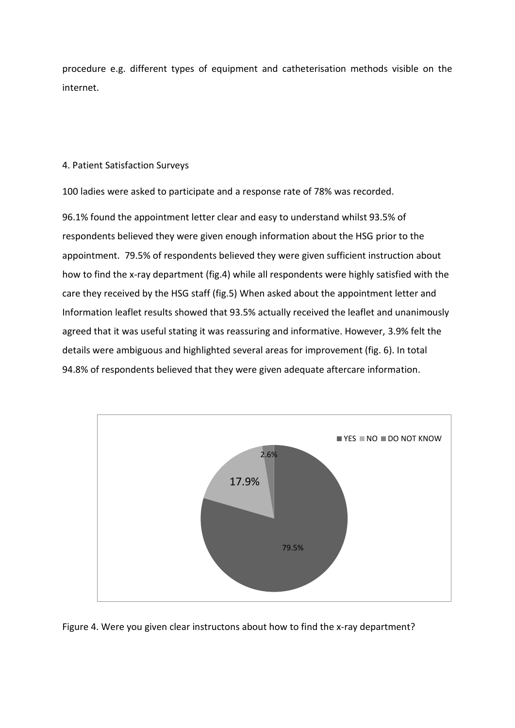procedure e.g. different types of equipment and catheterisation methods visible on the internet.

4. Patient Satisfaction Surveys

100 ladies were asked to participate and a response rate of 78% was recorded.

96.1% found the appointment letter clear and easy to understand whilst 93.5% of respondents believed they were given enough information about the HSG prior to the appointment. 79.5% of respondents believed they were given sufficient instruction about how to find the x-ray department (fig.4) while all respondents were highly satisfied with the care they received by the HSG staff (fig.5) When asked about the appointment letter and Information leaflet results showed that 93.5% actually received the leaflet and unanimously agreed that it was useful stating it was reassuring and informative. However, 3.9% felt the details were ambiguous and highlighted several areas for improvement (fig. 6). In total 94.8% of respondents believed that they were given adequate aftercare information.

Figure 4. Were you given clear instructons about how to find the x-ray department?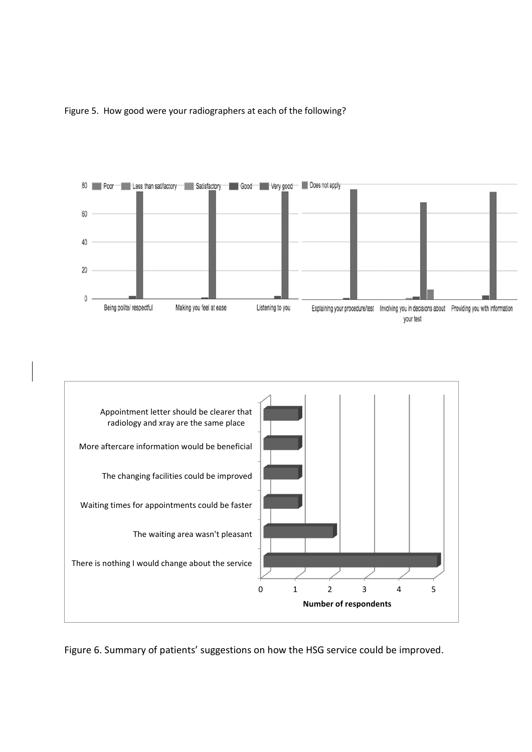Figure 5. How good were your radiographers at each of the following?

Figure 6. Summary of patients' suggestions on how the HSG service could be improved.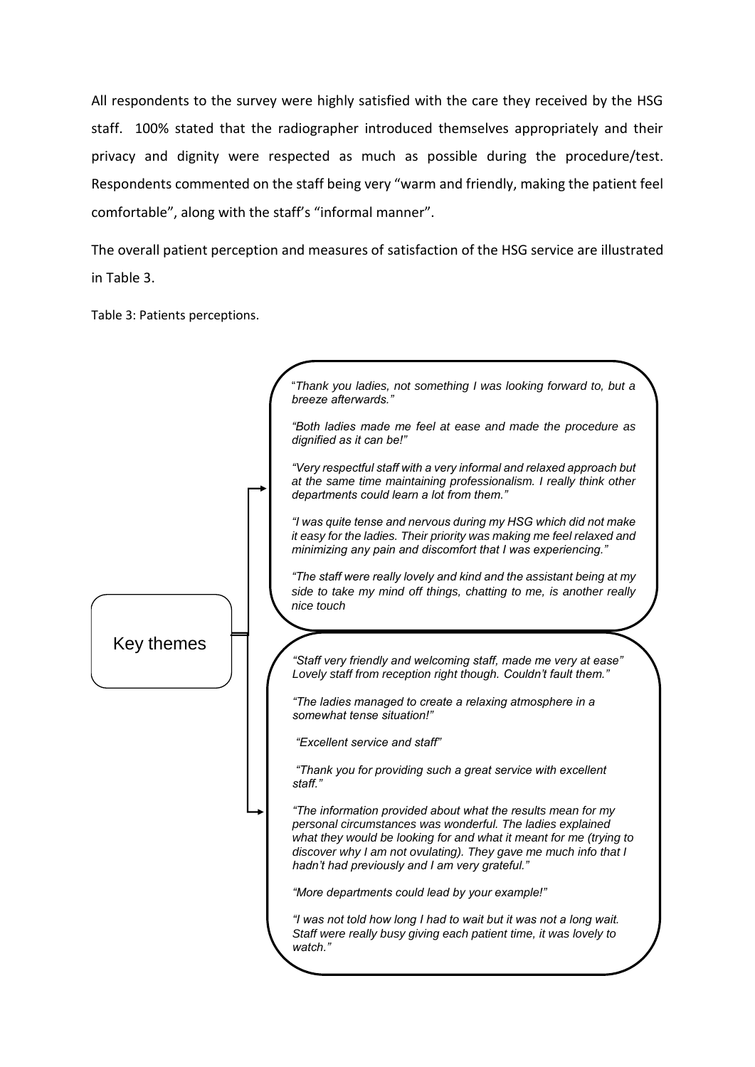All respondents to the survey were highly satisfied with the care they received by the HSG staff. 100% stated that the radiographer introduced themselves appropriately and their privacy and dignity were respected as much as possible during the procedure/test. Respondents commented on the staff being very "warm and friendly, making the patient feel comfortable", along with the staff's "informal manner".

The overall patient perception and measures of satisfaction of the HSG service are illustrated in Table 3.

Table 3: Patients perceptions.

**Key themes**

"*Thank you ladies, not something I was looking forward to, but a breeze afterwards."*

*"Both ladies made me feel at ease and made the procedure as dignified as it can be!"*

*"Very respectful staff with a very informal and relaxed approach but at the same time maintaining professionalism. I really think other departments could learn a lot from them."*

*"I was quite tense and nervous during my HSG which did not make it easy for the ladies. Their priority was making me feel relaxed and minimizing any pain and discomfort that I was experiencing."*

*"The staff were really lovely and kind and the assistant being at my side to take my mind off things, chatting to me, is another really nice touch*

*"Staff very friendly and welcoming staff, made me very at ease" Lovely staff from reception right though. Couldn't fault them."*

*"The ladies managed to create a relaxing atmosphere in a somewhat tense situation!"*

*"Excellent service and staff"*

*"Thank you for providing such a great service with excellent staff."*

*"The information provided about what the results mean for my personal circumstances was wonderful. The ladies explained what they would be looking for and what it meant for me (trying to discover why I am not ovulating). They gave me much info that I hadn't had previously and I am very grateful."*

*"More departments could lead by your example!"*

*"I was not told how long I had to wait but it was not a long wait. Staff were really busy giving each patient time, it was lovely to watch."*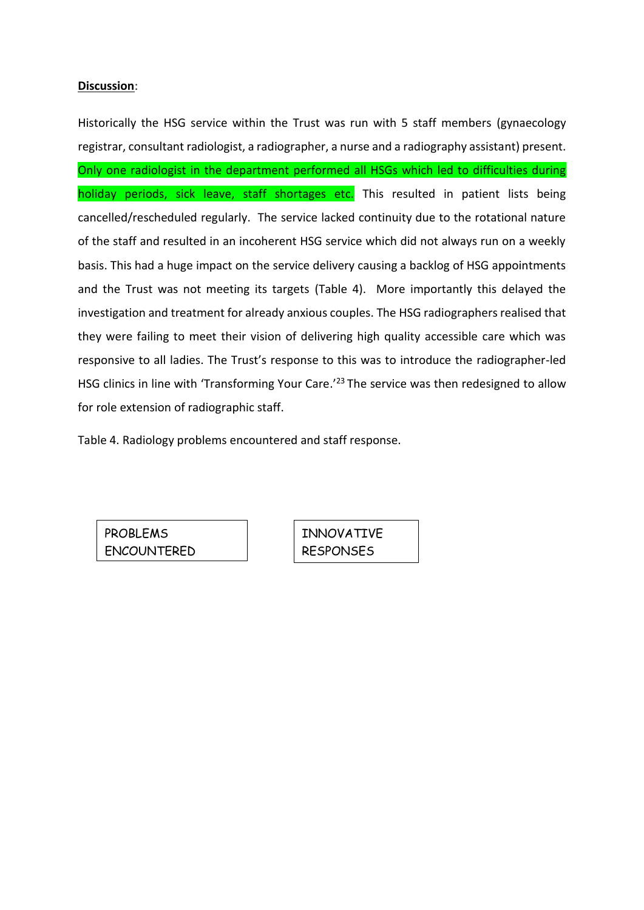**Discussion**:

Historically the HSG service within the Trust was run with 5 staff members (gynaecology registrar, consultant radiologist, a radiographer, a nurse and a radiography assistant) present. Only one radiologist in the department performed all HSGs which led to difficulties during holiday periods, sick leave, staff shortages etc. This resulted in patient lists being cancelled/rescheduled regularly. The service lacked continuity due to the rotational nature of the staff and resulted in an incoherent HSG service which did not always run on a weekly basis. This had a huge impact on the service delivery causing a backlog of HSG appointments and the Trust was not meeting its targets (Table 4). More importantly this delayed the investigation and treatment for already anxious couples. The HSG radiographers realised that they were failing to meet their vision of delivering high quality accessible care which was responsive to all ladies. The Trust's response to this was to introduce the radiographer-led HSG clinics in line with 'Transforming Your Care.'[23] The service was then redesigned to allow for role extension of radiographic staff.

Table 4. Radiology problems encountered and staff response.

| PROBLEMS ENCOUNTERED | INNOVATIVE RESPONSES |
| --- | --- |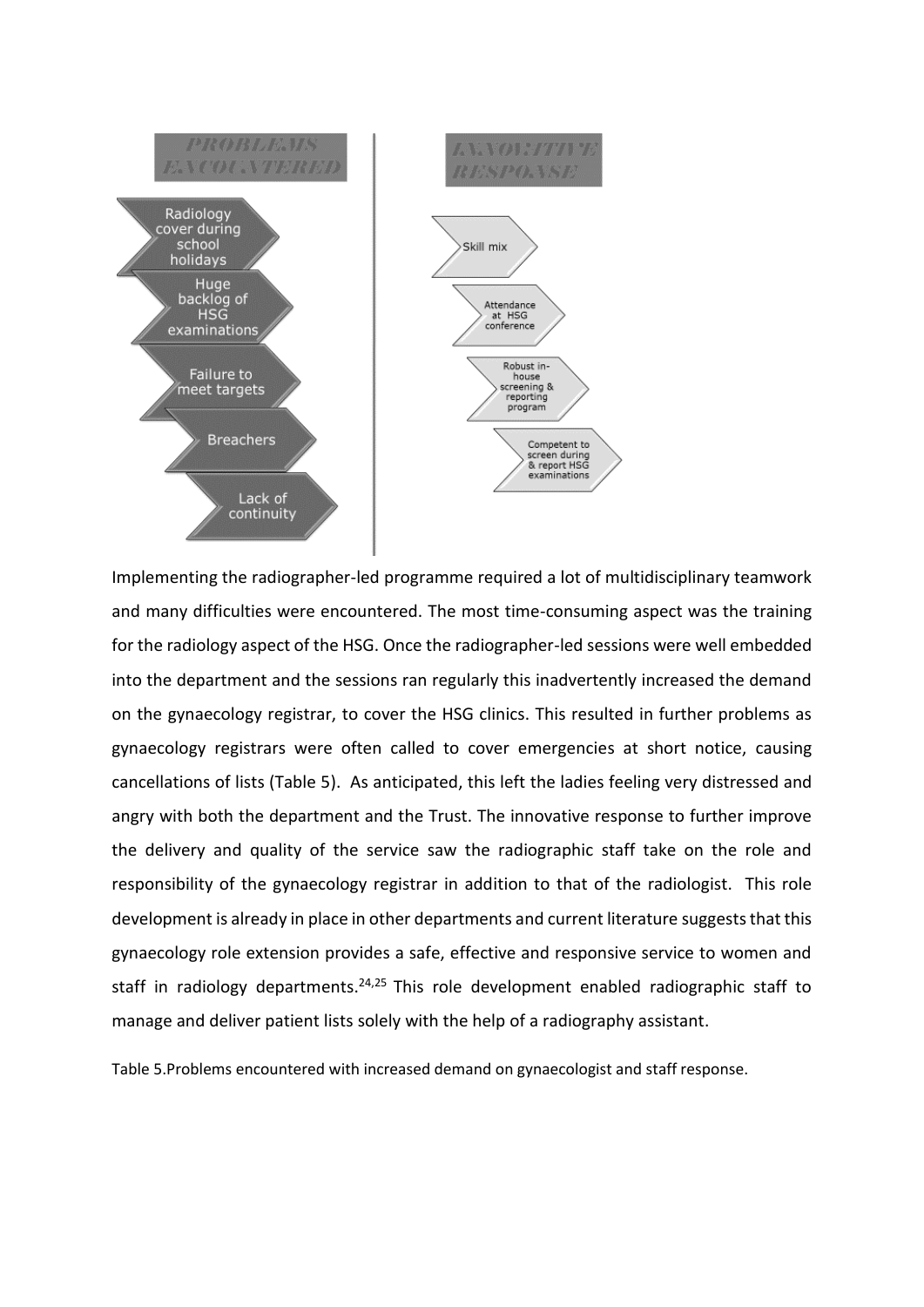| PROBLEMS ENCOUNTERED | INNOVATIVE RESPONSE |
| --- | --- |
| Radiology cover during school holidays | Skill mix |
| Huge backlog of HSG examinations | Attendance at HSG conference |
| Failure to meet targets | Robust in-house screening & reporting program |
| Breachers | Competent to screen during & report HSG examinations |
| Lack of continuity | |

Implementing the radiographer-led programme required a lot of multidisciplinary teamwork and many difficulties were encountered. The most time-consuming aspect was the training for the radiology aspect of the HSG. Once the radiographer-led sessions were well embedded into the department and the sessions ran regularly this inadvertently increased the demand on the gynaecology registrar, to cover the HSG clinics. This resulted in further problems as gynaecology registrars were often called to cover emergencies at short notice, causing cancellations of lists (Table 5). As anticipated, this left the ladies feeling very distressed and angry with both the department and the Trust. The innovative response to further improve the delivery and quality of the service saw the radiographic staff take on the role and responsibility of the gynaecology registrar in addition to that of the radiologist. This role development is already in place in other departments and current literature suggests that this gynaecology role extension provides a safe, effective and responsive service to women and staff in radiology departments.[24,25] This role development enabled radiographic staff to manage and deliver patient lists solely with the help of a radiography assistant.

Table 5.Problems encountered with increased demand on gynaecologist and staff response.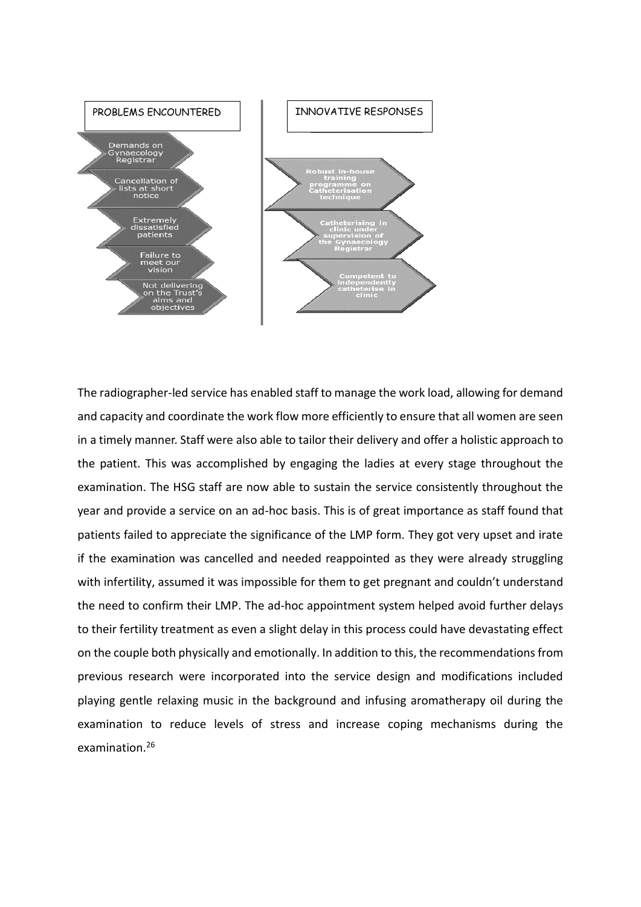| PROBLEMS ENCOUNTERED | INNOVATIVE RESPONSES |
| --- | --- |
| Demands on Gynaecology Registrar | Robust in-house training programme on Catheterisation technique |
| Cancellation of lists at short notice | Catheterising in clinic under supervision of the Gynaecology Registrar |
| Extremely dissatisfied patients | Competent to independently catheterise in clinic |
| Failure to meet our vision | |
| Not delivering on the Trust's aims and objectives | |

The radiographer-led service has enabled staff to manage the work load, allowing for demand and capacity and coordinate the work flow more efficiently to ensure that all women are seen in a timely manner. Staff were also able to tailor their delivery and offer a holistic approach to the patient. This was accomplished by engaging the ladies at every stage throughout the examination. The HSG staff are now able to sustain the service consistently throughout the year and provide a service on an ad-hoc basis. This is of great importance as staff found that patients failed to appreciate the significance of the LMP form. They got very upset and irate if the examination was cancelled and needed reappointed as they were already struggling with infertility, assumed it was impossible for them to get pregnant and couldn't understand the need to confirm their LMP. The ad-hoc appointment system helped avoid further delays to their fertility treatment as even a slight delay in this process could have devastating effect on the couple both physically and emotionally. In addition to this, the recommendations from previous research were incorporated into the service design and modifications included playing gentle relaxing music in the background and infusing aromatherapy oil during the examination to reduce levels of stress and increase coping mechanisms during the examination.[26]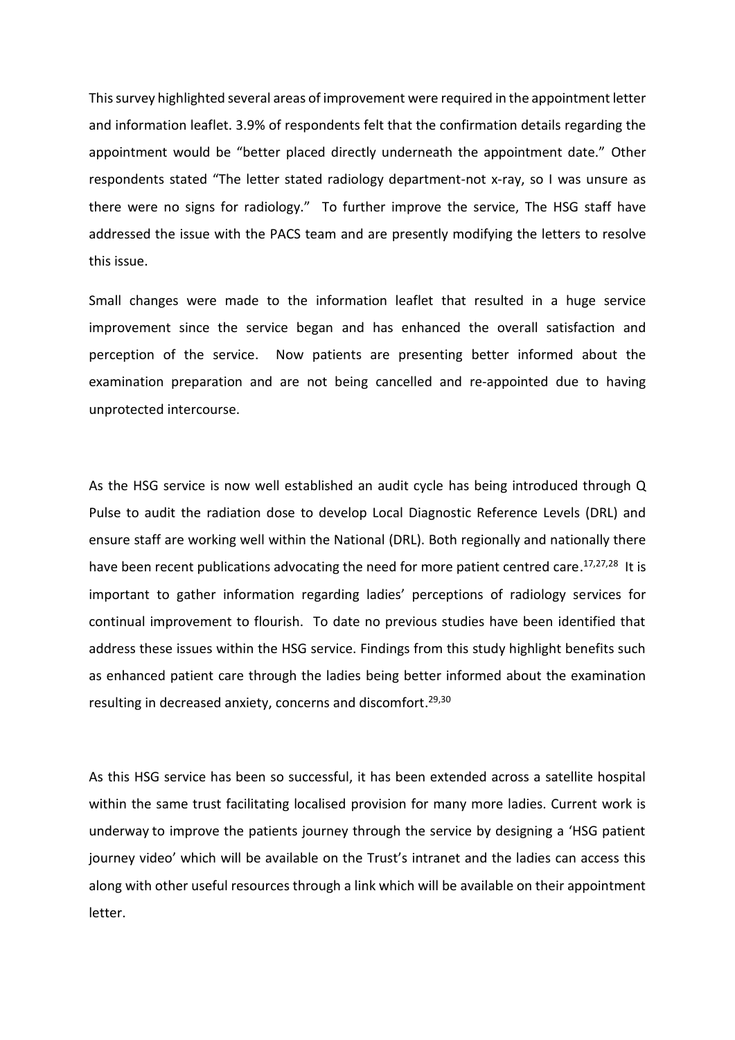This survey highlighted several areas of improvement were required in the appointment letter and information leaflet. 3.9% of respondents felt that the confirmation details regarding the appointment would be "better placed directly underneath the appointment date." Other respondents stated "The letter stated radiology department-not x-ray, so I was unsure as there were no signs for radiology." To further improve the service, The HSG staff have addressed the issue with the PACS team and are presently modifying the letters to resolve this issue.

Small changes were made to the information leaflet that resulted in a huge service improvement since the service began and has enhanced the overall satisfaction and perception of the service. Now patients are presenting better informed about the examination preparation and are not being cancelled and re-appointed due to having unprotected intercourse.

As the HSG service is now well established an audit cycle has being introduced through Q Pulse to audit the radiation dose to develop Local Diagnostic Reference Levels (DRL) and ensure staff are working well within the National (DRL). Both regionally and nationally there have been recent publications advocating the need for more patient centred care.[17,27,28] It is important to gather information regarding ladies' perceptions of radiology services for continual improvement to flourish. To date no previous studies have been identified that address these issues within the HSG service. Findings from this study highlight benefits such as enhanced patient care through the ladies being better informed about the examination resulting in decreased anxiety, concerns and discomfort.[29,30]

As this HSG service has been so successful, it has been extended across a satellite hospital within the same trust facilitating localised provision for many more ladies. Current work is underway to improve the patients journey through the service by designing a 'HSG patient journey video' which will be available on the Trust's intranet and the ladies can access this along with other useful resources through a link which will be available on their appointment letter.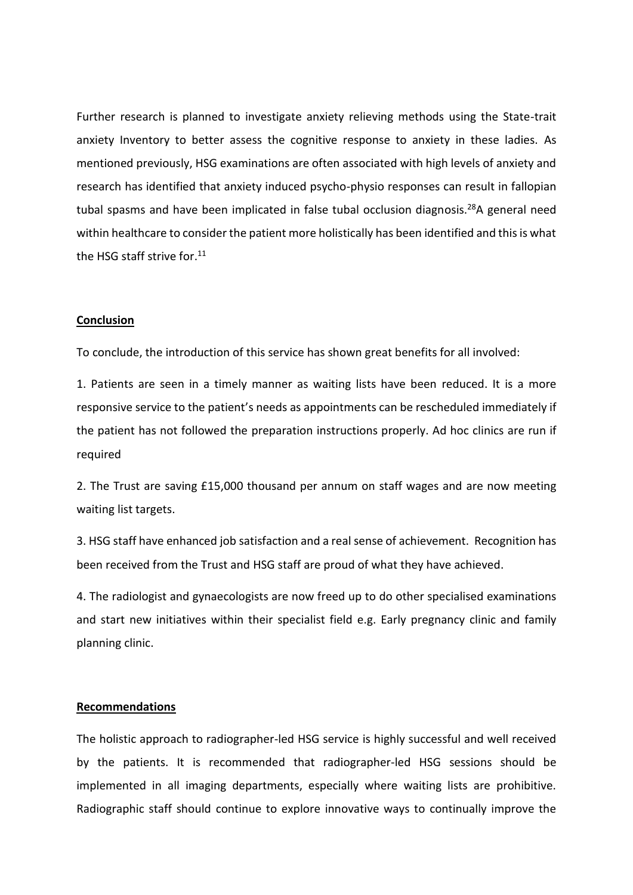Further research is planned to investigate anxiety relieving methods using the State-trait anxiety Inventory to better assess the cognitive response to anxiety in these ladies. As mentioned previously, HSG examinations are often associated with high levels of anxiety and research has identified that anxiety induced psycho-physio responses can result in fallopian tubal spasms and have been implicated in false tubal occlusion diagnosis.[28]A general need within healthcare to consider the patient more holistically has been identified and this is what the HSG staff strive for.[11]

## Conclusion

To conclude, the introduction of this service has shown great benefits for all involved:

1. Patients are seen in a timely manner as waiting lists have been reduced. It is a more responsive service to the patient's needs as appointments can be rescheduled immediately if the patient has not followed the preparation instructions properly. Ad hoc clinics are run if required

2. The Trust are saving £15,000 thousand per annum on staff wages and are now meeting waiting list targets.

3. HSG staff have enhanced job satisfaction and a real sense of achievement. Recognition has been received from the Trust and HSG staff are proud of what they have achieved.

4. The radiologist and gynaecologists are now freed up to do other specialised examinations and start new initiatives within their specialist field e.g. Early pregnancy clinic and family planning clinic.

## Recommendations

The holistic approach to radiographer-led HSG service is highly successful and well received by the patients. It is recommended that radiographer-led HSG sessions should be implemented in all imaging departments, especially where waiting lists are prohibitive. Radiographic staff should continue to explore innovative ways to continually improve the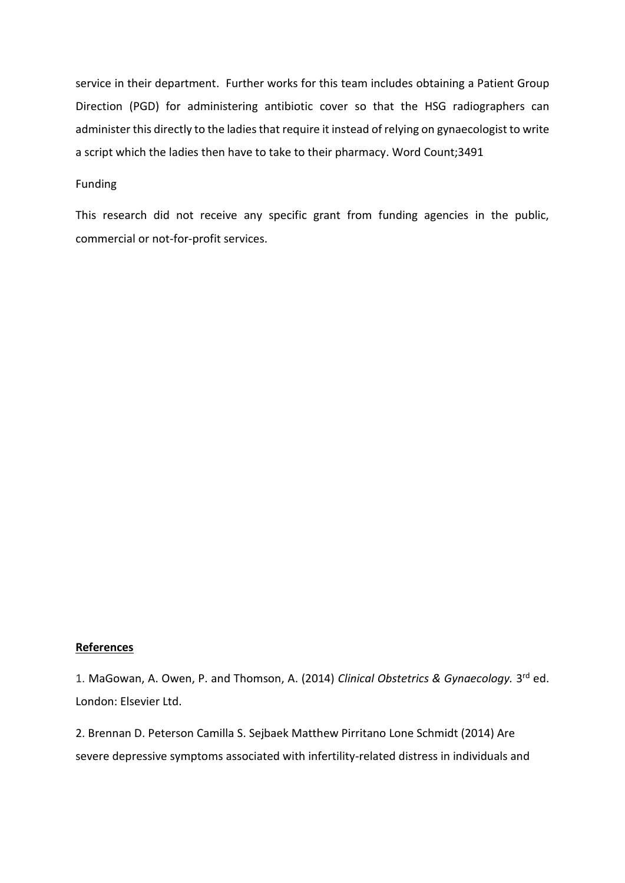service in their department. Further works for this team includes obtaining a Patient Group Direction (PGD) for administering antibiotic cover so that the HSG radiographers can administer this directly to the ladies that require it instead of relying on gynaecologist to write a script which the ladies then have to take to their pharmacy. Word Count;3491

Funding

This research did not receive any specific grant from funding agencies in the public, commercial or not-for-profit services.

**References**

1. MaGowan, A. Owen, P. and Thomson, A. (2014) *Clinical Obstetrics & Gynaecology.* 3rd ed. London: Elsevier Ltd.

2. Brennan D. Peterson Camilla S. Sejbaek Matthew Pirritano Lone Schmidt (2014) Are severe depressive symptoms associated with infertility-related distress in individuals and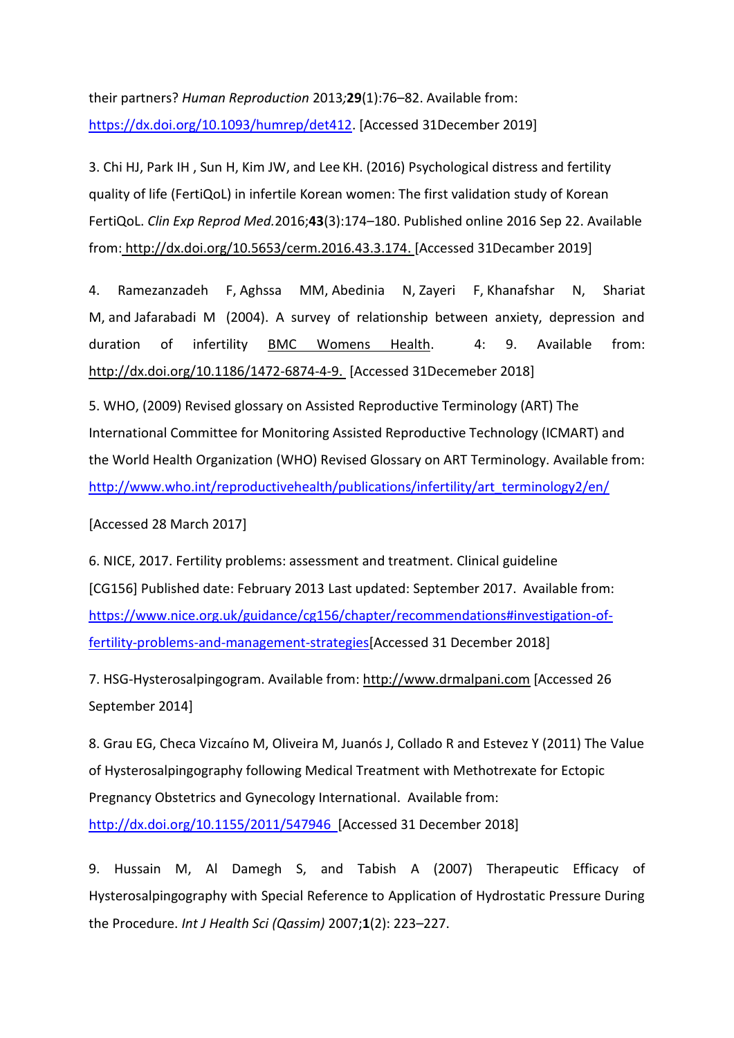their partners? *Human Reproduction* 2013*;***29**(1):76–82. Available from: https://dx.doi.org/10.1093/humrep/det412. [Accessed 31December 2019]

3. Chi HJ, Park IH , Sun H, Kim JW, and Lee KH. (2016) Psychological distress and fertility quality of life (FertiQoL) in infertile Korean women: The first validation study of Korean FertiQoL. *Clin Exp Reprod Med.*2016;**43**(3):174–180. Published online 2016 Sep 22. Available from: http://dx.doi.org/10.5653/cerm.2016.43.3.174. [Accessed 31Decamber 2019]

4. Ramezanzadeh F, Aghssa MM, Abedinia N, Zayeri F, Khanafshar N, Shariat M, and Jafarabadi M (2004). A survey of relationship between anxiety, depression and duration of infertility BMC Womens Health. 4: 9. Available from: http://dx.doi.org/10.1186/1472-6874-4-9. [Accessed 31Decemeber 2018]

5. WHO, (2009) Revised glossary on Assisted Reproductive Terminology (ART) The International Committee for Monitoring Assisted Reproductive Technology (ICMART) and the World Health Organization (WHO) Revised Glossary on ART Terminology. Available from: http://www.who.int/reproductivehealth/publications/infertility/art_terminology2/en/

[Accessed 28 March 2017]

6. NICE, 2017. Fertility problems: assessment and treatment. Clinical guideline [CG156] Published date: February 2013 Last updated: September 2017. Available from: https://www.nice.org.uk/guidance/cg156/chapter/recommendations#investigation-of-fertility-problems-and-management-strategies[Accessed 31 December 2018]

7. HSG-Hysterosalpingogram. Available from: http://www.drmalpani.com [Accessed 26 September 2014]

8. Grau EG, Checa Vizcaíno M, Oliveira M, Juanós J, Collado R and Estevez Y (2011) The Value of Hysterosalpingography following Medical Treatment with Methotrexate for Ectopic Pregnancy Obstetrics and Gynecology International. Available from: http://dx.doi.org/10.1155/2011/547946 [Accessed 31 December 2018]

9. Hussain M, Al Damegh S, and Tabish A (2007) Therapeutic Efficacy of Hysterosalpingography with Special Reference to Application of Hydrostatic Pressure During the Procedure. *Int J Health Sci (Qassim)* 2007;**1**(2): 223–227.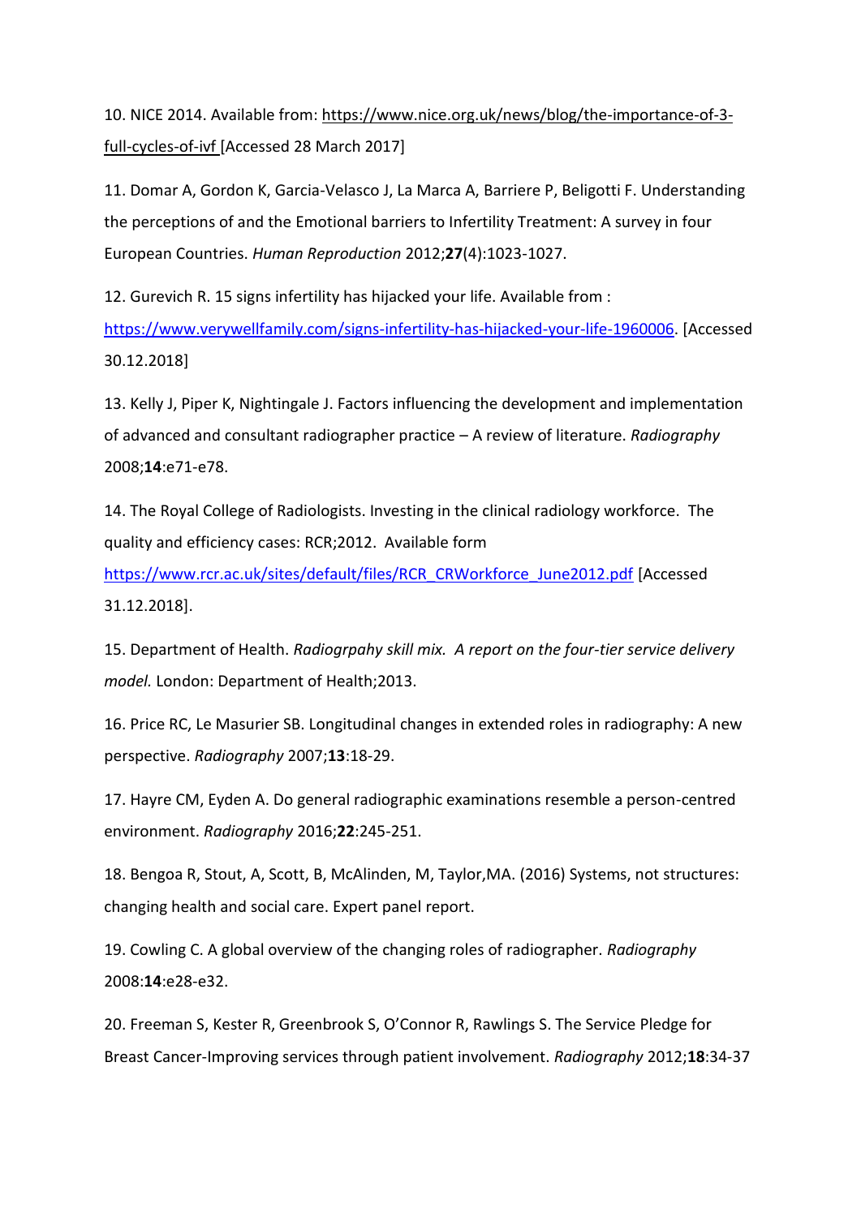10. NICE 2014. Available from: https://www.nice.org.uk/news/blog/the-importance-of-3-full-cycles-of-ivf [Accessed 28 March 2017]

11. Domar A, Gordon K, Garcia-Velasco J, La Marca A, Barriere P, Beligotti F. Understanding the perceptions of and the Emotional barriers to Infertility Treatment: A survey in four European Countries. *Human Reproduction* 2012;**27**(4):1023-1027.

12. Gurevich R. 15 signs infertility has hijacked your life. Available from : https://www.verywellfamily.com/signs-infertility-has-hijacked-your-life-1960006. [Accessed 30.12.2018]

13. Kelly J, Piper K, Nightingale J. Factors influencing the development and implementation of advanced and consultant radiographer practice – A review of literature. *Radiography* 2008;**14**:e71-e78.

14. The Royal College of Radiologists. Investing in the clinical radiology workforce. The quality and efficiency cases: RCR;2012. Available form https://www.rcr.ac.uk/sites/default/files/RCR_CRWorkforce_June2012.pdf [Accessed 31.12.2018].

15. Department of Health. *Radiogrpahy skill mix. A report on the four-tier service delivery model.* London: Department of Health;2013.

16. Price RC, Le Masurier SB. Longitudinal changes in extended roles in radiography: A new perspective. *Radiography* 2007;**13**:18-29.

17. Hayre CM, Eyden A. Do general radiographic examinations resemble a person-centred environment. *Radiography* 2016;**22**:245-251.

18. Bengoa R, Stout, A, Scott, B, McAlinden, M, Taylor,MA. (2016) Systems, not structures: changing health and social care. Expert panel report.

19. Cowling C. A global overview of the changing roles of radiographer. *Radiography* 2008:**14**:e28-e32.

20. Freeman S, Kester R, Greenbrook S, O'Connor R, Rawlings S. The Service Pledge for Breast Cancer-Improving services through patient involvement. *Radiography* 2012;**18**:34-37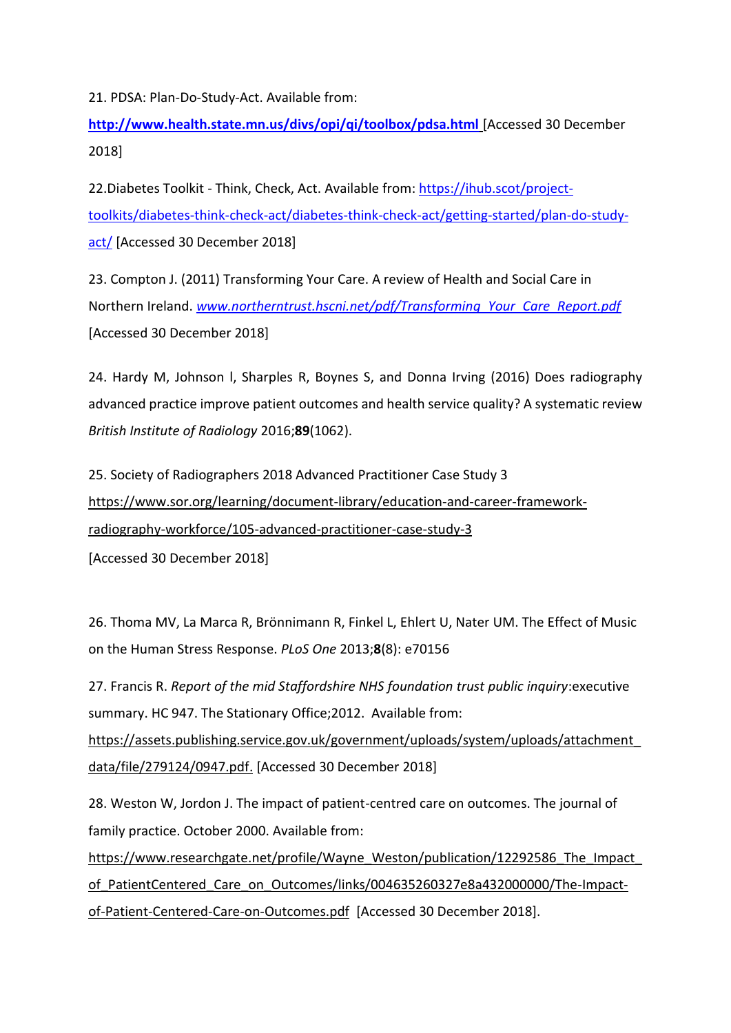21. PDSA: Plan-Do-Study-Act. Available from:

**http://www.health.state.mn.us/divs/opi/qi/toolbox/pdsa.html** [Accessed 30 December 2018]

22.Diabetes Toolkit - Think, Check, Act. Available from: https://ihub.scot/project-toolkits/diabetes-think-check-act/diabetes-think-check-act/getting-started/plan-do-study-act/ [Accessed 30 December 2018]

23. Compton J. (2011) Transforming Your Care. A review of Health and Social Care in Northern Ireland. *www.northerntrust.hscni.net/pdf/Transforming_Your_Care_Report.pdf* [Accessed 30 December 2018]

24. Hardy M, Johnson l, Sharples R, Boynes S, and Donna Irving (2016) Does radiography advanced practice improve patient outcomes and health service quality? A systematic review *British Institute of Radiology* 2016;**89**(1062).

25. Society of Radiographers 2018 Advanced Practitioner Case Study 3 https://www.sor.org/learning/document-library/education-and-career-framework-radiography-workforce/105-advanced-practitioner-case-study-3 [Accessed 30 December 2018]

26. Thoma MV, La Marca R, Brönnimann R, Finkel L, Ehlert U, Nater UM. The Effect of Music on the Human Stress Response. *PLoS One* 2013;**8**(8): e70156

27. Francis R. *Report of the mid Staffordshire NHS foundation trust public inquiry*:executive summary. HC 947. The Stationary Office;2012. Available from: https://assets.publishing.service.gov.uk/government/uploads/system/uploads/attachment_data/file/279124/0947.pdf. [Accessed 30 December 2018]

28. Weston W, Jordon J. The impact of patient-centred care on outcomes. The journal of family practice. October 2000. Available from: https://www.researchgate.net/profile/Wayne_Weston/publication/12292586_The_Impact_of_PatientCentered_Care_on_Outcomes/links/004635260327e8a432000000/The-Impact-of-Patient-Centered-Care-on-Outcomes.pdf [Accessed 30 December 2018].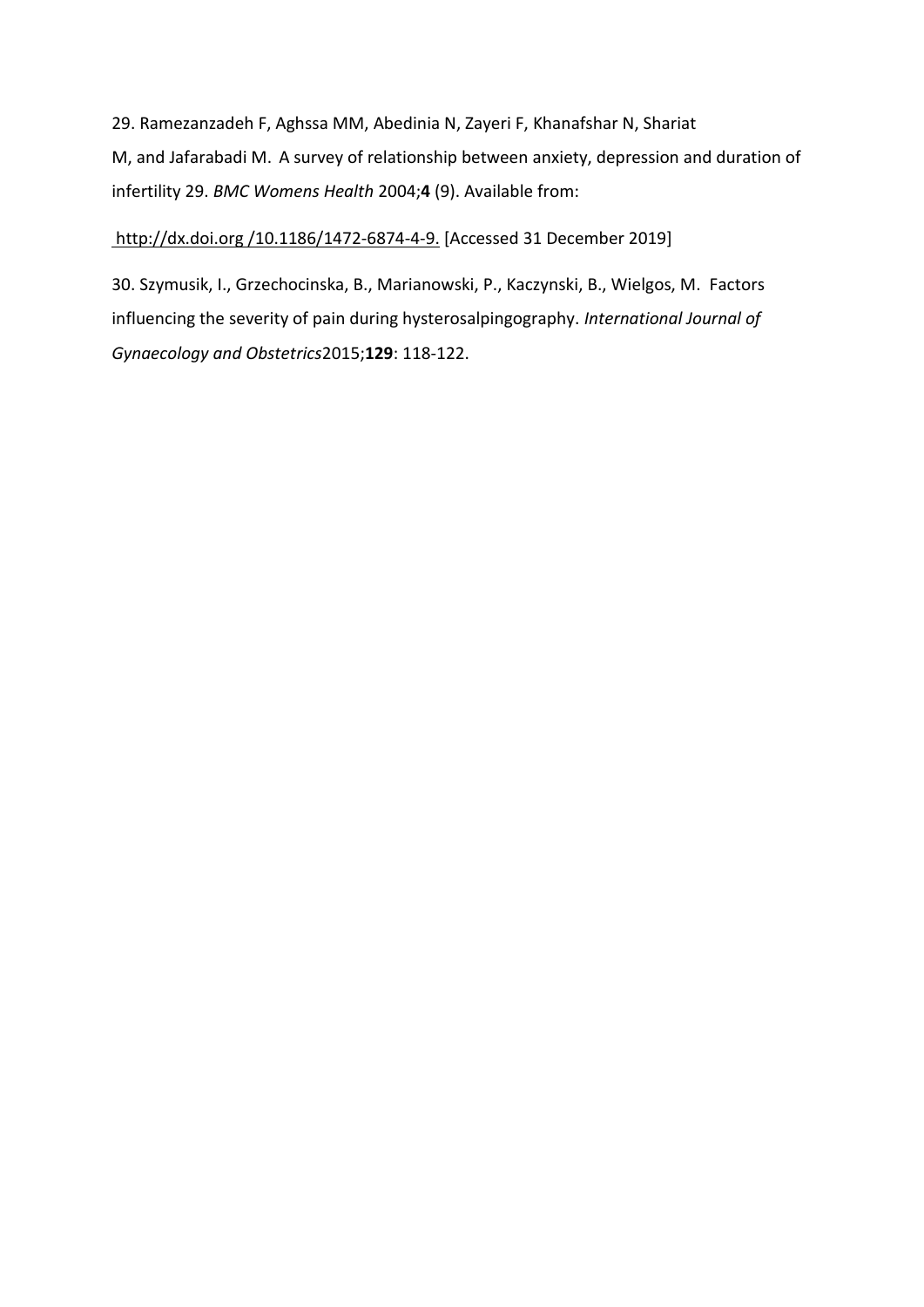29. Ramezanzadeh F, Aghssa MM, Abedinia N, Zayeri F, Khanafshar N, Shariat M, and Jafarabadi M. A survey of relationship between anxiety, depression and duration of infertility 29. *BMC Womens Health* 2004;**4** (9). Available from:

http://dx.doi.org /10.1186/1472-6874-4-9. [Accessed 31 December 2019]

30. Szymusik, I., Grzechocinska, B., Marianowski, P., Kaczynski, B., Wielgos, M. Factors influencing the severity of pain during hysterosalpingography. *International Journal of Gynaecology and Obstetrics*2015;**129**: 118-122.